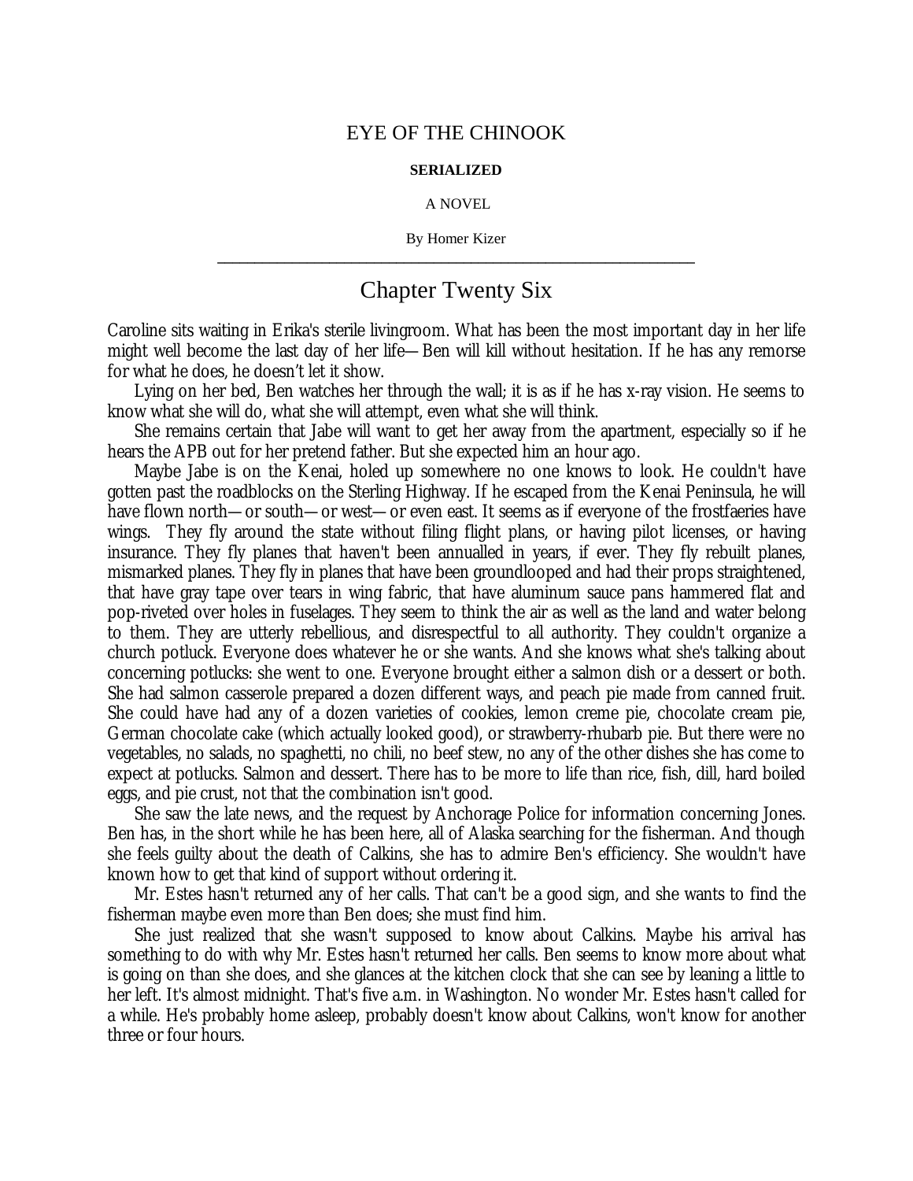# EYE OF THE CHINOOK

**SERIALIZED**

A NOVEL

By Homer Kizer

---

## Chapter Twenty Six

Caroline sits waiting in Erika's sterile livingroom. What has been the most important day in her life might well become the last day of her life—Ben will kill without hesitation. If he has any remorse for what he does, he doesn't let it show.

Lying on her bed, Ben watches her through the wall; it is as if he has x-ray vision. He seems to know what she will do, what she will attempt, even what she will think.

She remains certain that Jabe will want to get her away from the apartment, especially so if he hears the APB out for her pretend father. But she expected him an hour ago.

Maybe Jabe is on the Kenai, holed up somewhere no one knows to look. He couldn't have gotten past the roadblocks on the Sterling Highway. If he escaped from the Kenai Peninsula, he will have flown north—or south—or west—or even east. It seems as if everyone of the frostfaeries have wings. They fly around the state without filing flight plans, or having pilot licenses, or having insurance. They fly planes that haven't been annualled in years, if ever. They fly rebuilt planes, mismarked planes. They fly in planes that have been groundlooped and had their props straightened, that have gray tape over tears in wing fabric, that have aluminum sauce pans hammered flat and pop-riveted over holes in fuselages. They seem to think the air as well as the land and water belong to them. They are utterly rebellious, and disrespectful to all authority. They couldn't organize a church potluck. Everyone does whatever he or she wants. And she knows what she's talking about concerning potlucks: she went to one. Everyone brought either a salmon dish or a dessert or both. She had salmon casserole prepared a dozen different ways, and peach pie made from canned fruit. She could have had any of a dozen varieties of cookies, lemon creme pie, chocolate cream pie, German chocolate cake (which actually looked good), or strawberry-rhubarb pie. But there were no vegetables, no salads, no spaghetti, no chili, no beef stew, no any of the other dishes she has come to expect at potlucks. Salmon and dessert. There has to be more to life than rice, fish, dill, hard boiled eggs, and pie crust, not that the combination isn't good.

She saw the late news, and the request by Anchorage Police for information concerning Jones. Ben has, in the short while he has been here, all of Alaska searching for the fisherman. And though she feels guilty about the death of Calkins, she has to admire Ben's efficiency. She wouldn't have known how to get that kind of support without ordering it.

Mr. Estes hasn't returned any of her calls. That can't be a good sign, and she wants to find the fisherman maybe even more than Ben does; she must find him.

She just realized that she wasn't supposed to know about Calkins. Maybe his arrival has something to do with why Mr. Estes hasn't returned her calls. Ben seems to know more about what is going on than she does, and she glances at the kitchen clock that she can see by leaning a little to her left. It's almost midnight. That's five a.m. in Washington. No wonder Mr. Estes hasn't called for a while. He's probably home asleep, probably doesn't know about Calkins, won't know for another three or four hours.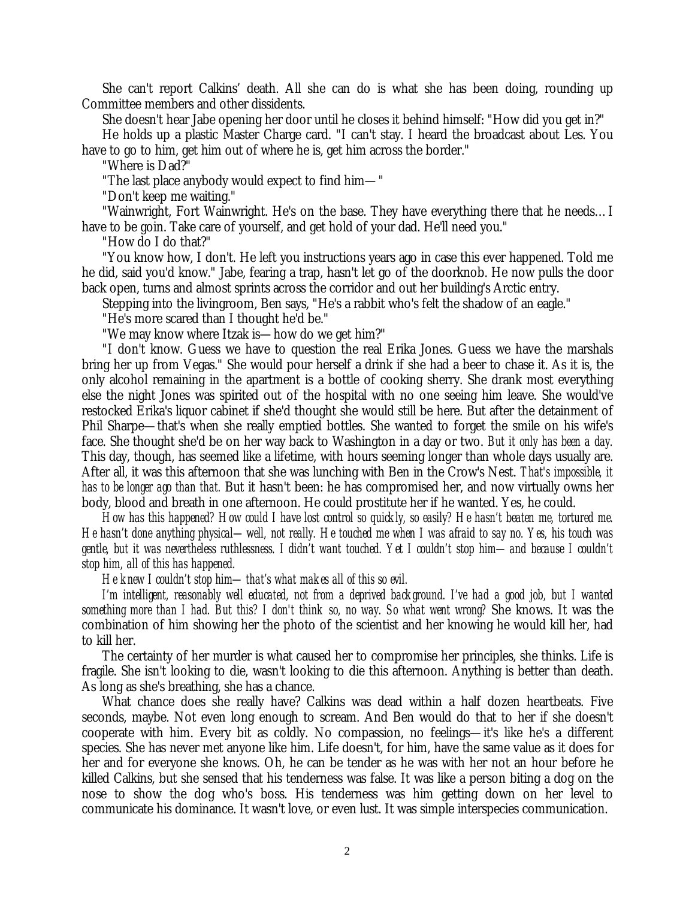She can't report Calkins' death. All she can do is what she has been doing, rounding up Committee members and other dissidents.

She doesn't hear Jabe opening her door until he closes it behind himself: "How did you get in?"

He holds up a plastic Master Charge card. "I can't stay. I heard the broadcast about Les. You have to go to him, get him out of where he is, get him across the border."

"Where is Dad?"

"The last place anybody would expect to find him— "

"Don't keep me waiting."

"Wainwright, Fort Wainwright. He's on the base. They have everything there that he needs… I have to be goin. Take care of yourself, and get hold of your dad. He'll need you."

"How do I do that?"

"You know how, I don't. He left you instructions years ago in case this ever happened. Told me he did, said you'd know." Jabe, fearing a trap, hasn't let go of the doorknob. He now pulls the door back open, turns and almost sprints across the corridor and out her building's Arctic entry.

Stepping into the livingroom, Ben says, "He's a rabbit who's felt the shadow of an eagle."

"He's more scared than I thought he'd be."

"We may know where Itzak is—how do we get him?"

"I don't know. Guess we have to question the real Erika Jones. Guess we have the marshals bring her up from Vegas." She would pour herself a drink if she had a beer to chase it. As it is, the only alcohol remaining in the apartment is a bottle of cooking sherry. She drank most everything else the night Jones was spirited out of the hospital with no one seeing him leave. She would've restocked Erika's liquor cabinet if she'd thought she would still be here. But after the detainment of Phil Sharpe—that's when she really emptied bottles. She wanted to forget the smile on his wife's face. She thought she'd be on her way back to Washington in a day or two. *But it only has been a day.* This day, though, has seemed like a lifetime, with hours seeming longer than whole days usually are. After all, it was this afternoon that she was lunching with Ben in the Crow's Nest. *That's impossible, it has to be longer ago than that.* But it hasn't been: he has compromised her, and now virtually owns her body, blood and breath in one afternoon. He could prostitute her if he wanted. Yes, he could.

*How has this happened? How could I have lost control so quickly, so easily? He hasn't beaten me, tortured me. He hasn't done anything physical—well, not really. He touched me when I was afraid to say no. Yes, his touch was gentle, but it was nevertheless ruthlessness. I didn't want touched. Yet I couldn't stop him—and because I couldn't stop him, all of this has happened.*

*He knew I couldn't stop him—that's what makes all of this so evil.*

*I'm intelligent, reasonably well educated, not from a deprived background. I've had a good job, but I wanted something more than I had. But this? I don't think so, no way. So what went wrong?* She knows. It was the combination of him showing her the photo of the scientist and her knowing he would kill her, had to kill her.

The certainty of her murder is what caused her to compromise her principles, she thinks. Life is fragile. She isn't looking to die, wasn't looking to die this afternoon. Anything is better than death. As long as she's breathing, she has a chance.

What chance does she really have? Calkins was dead within a half dozen heartbeats. Five seconds, maybe. Not even long enough to scream. And Ben would do that to her if she doesn't cooperate with him. Every bit as coldly. No compassion, no feelings—it's like he's a different species. She has never met anyone like him. Life doesn't, for him, have the same value as it does for her and for everyone she knows. Oh, he can be tender as he was with her not an hour before he killed Calkins, but she sensed that his tenderness was false. It was like a person biting a dog on the nose to show the dog who's boss. His tenderness was him getting down on her level to communicate his dominance. It wasn't love, or even lust. It was simple interspecies communication.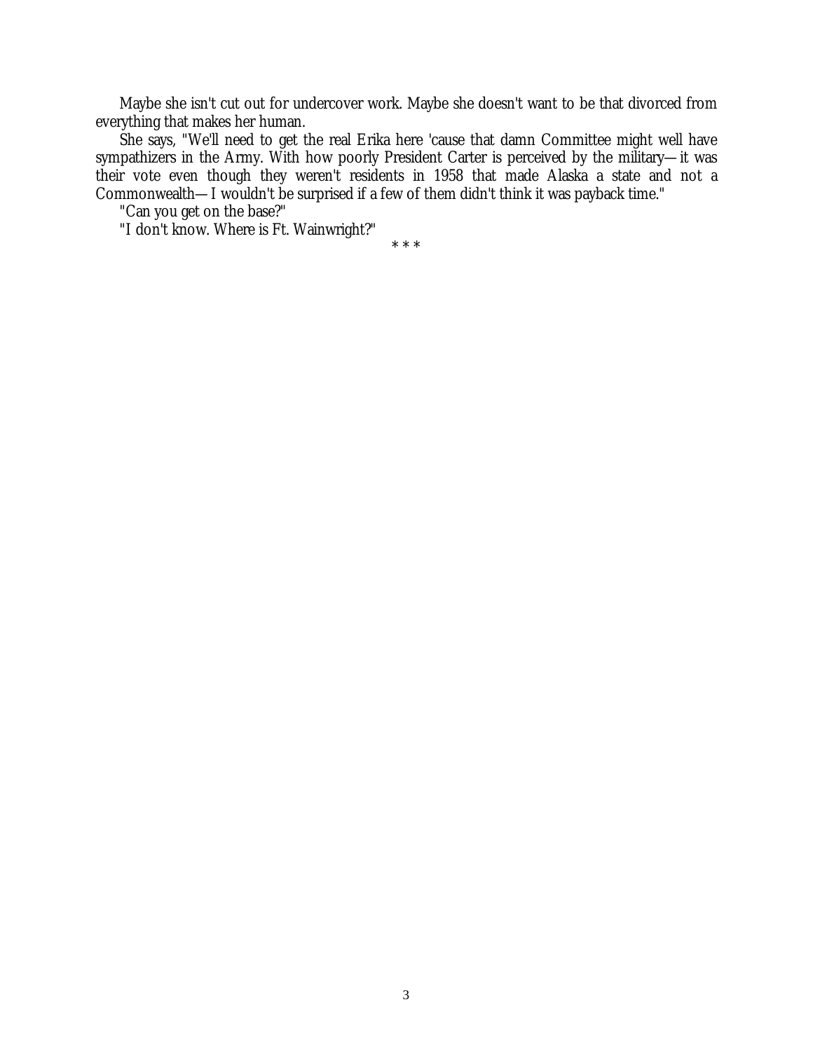Maybe she isn't cut out for undercover work. Maybe she doesn't want to be that divorced from everything that makes her human.

She says, "We'll need to get the real Erika here 'cause that damn Committee might well have sympathizers in the Army. With how poorly President Carter is perceived by the military—it was their vote even though they weren't residents in 1958 that made Alaska a state and not a Commonwealth—I wouldn't be surprised if a few of them didn't think it was payback time."

"Can you get on the base?"

"I don't know. Where is Ft. Wainwright?"

* * *